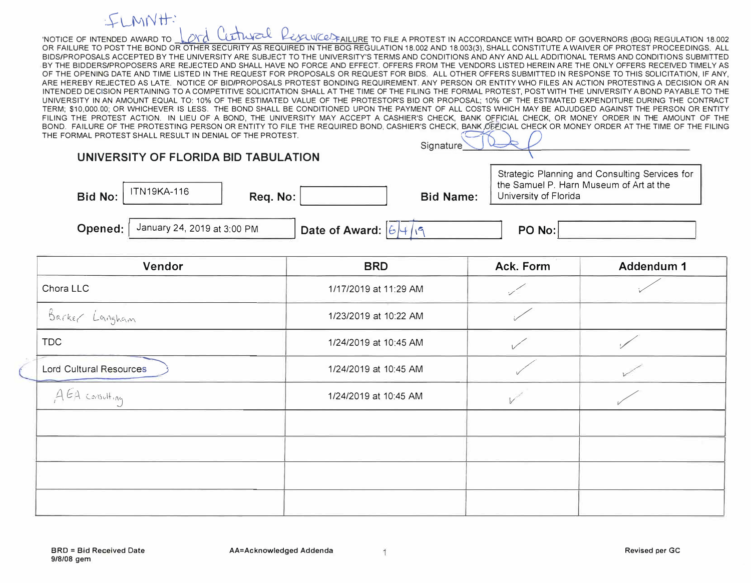FLMNH:

'NOTICE OF INTENDED AWARD TO Lord Cultural Resources FAILURE TO FILE A PROTEST IN ACCORDANCE WITH BOARD OF GOVERNORS (BOG) REGULATION 18.002 OR FAILURE TO POST THE BOND OR OTHER SECURITY AS REQUIRED IN THE BOG REGULATION 18.002 AND 18.003(3), SHALL CONSTITUTE A WAIVER OF PROTEST PROCEEDINGS. ALL BIDS/PROPOSALS ACCEPTED BY THE UNIVERSITY ARE SUBJECT TO THE UNIVERSITY'S TERMS AND CONDITIONS AND ANY AND ALL ADDITIONAL TERMS AND CONDITIONS SUBMITTED BY THE BIDDERS/PROPOSERS ARE REJECTED AND SHALL HAVE NO FORCE AND EFFECT. OFFERS FROM THE VENDORS LISTED HEREIN ARE THE ONLY OFFERS RECEIVED TIMELY AS OF THE OPENING DATE AND TIME LISTED IN THE REQUEST FOR PROPOSALS OR REQUEST FOR BIDS. ALL OTHER OFFERS SUBMITTED IN RESPONSE TO THIS SOLICITATION, IF ANY, ARE HEREBY REJECTED AS LATE. NOTICE OF BID/PROPOSALS PROTEST BONDING REQUIREMENT. ANY PERSON OR ENTITY WHO FILES AN ACTION PROTESTING A DECISION OR AN INTENDED DECISION PERTAINING TO A COMPETITIVE SOLICITATION SHALL AT THE TIME OF THE FILING THE FORMAL PROTEST, POST WITH THE UNIVERSITY A BOND PAYABLE TO THE UNIVERSITY IN AN AMOUNT EQUAL TO: 10% OF THE ESTIMATED VALUE OF THE PROTESTOR'S BID OR PROPOSAL; 10% OF THE ESTIMATED EXPENDITURE DURING THE CONTRACT TERM; $10,000.00; OR WHICHEVER IS LESS. THE BOND SHALL BE CONDITIONED UPON THE PAYMENT OF ALL COSTS WHICH MAY BE ADJUDGED AGAINST THE PERSON OR ENTITY FILING THE PROTEST ACTION. IN LIEU OF A BOND, THE UNIVERSITY MAY ACCEPT A CASHIER'S CHECK, BANK OFFICIAL CHECK, OR MONEY ORDER IN THE AMOUNT OF THE BOND. FAILURE OF THE PROTESTING PERSON OR ENTITY TO FILE THE REQUIRED BOND, CASHIER'S CHECK, BANK OFFICIAL CHECK OR MONEY ORDER AT THE TIME OF THE FILING THE FORMAL PROTEST SHALL RESULT IN DENIAL OF THE PROTEST.

Signature ___________

## UNIVERSITY OF FLORIDA BID TABULATION

**Bid No:** ITN19KA-116 **Req. No:** **Bid Name:** Strategic Planning and Consulting Services for the Samuel P. Harn Museum of Art at the University of Florida

**Opened:** January 24, 2019 at 3:00 PM **Date of Award:** 6/4/19 **PO No:**

| Vendor | BRD | Ack. Form | Addendum 1 |
|---|---|---|---|
| Chora LLC | 1/17/2019 at 11:29 AM | ✓ | ✓ |
| Barker Langham | 1/23/2019 at 10:22 AM | ✓ | |
| TDC | 1/24/2019 at 10:45 AM | ✓ | ✓ |
| Lord Cultural Resources | 1/24/2019 at 10:45 AM | ✓ | ✓ |
| AEA Consulting | 1/24/2019 at 10:45 AM | ✓ | ✓ |
| | | | |
| | | | |
| | | | |
| | | | |

BRD = Bid Received Date
9/8/08 gem

AA=Acknowledged Addenda

Revised per GC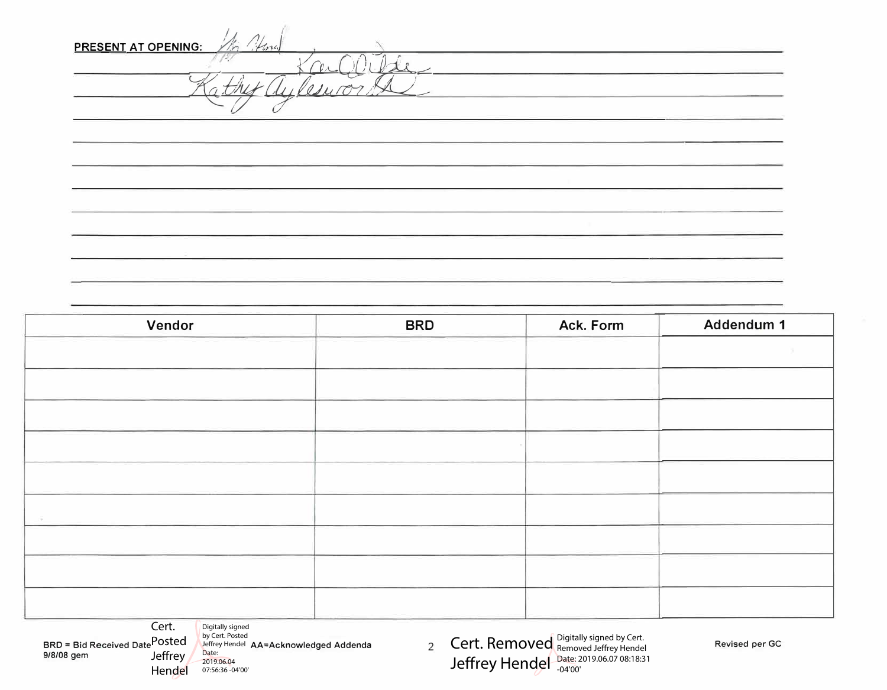**PRESENT AT OPENING:** Jim Hand

Kara Ritchie

Kathy Aylesworth

| Vendor | BRD | Ack. Form | Addendum 1 |
|---|---|---|---|
| | | | |
| | | | |
| | | | |
| | | | |
| | | | |
| | | | |
| | | | |
| | | | |
| | | | |

BRD = Bid Received Date
9/8/08 gem

Cert. Posted Jeffrey Hendel — Digitally signed by Cert. Posted Jeffrey Hendel Date: 2019.06.04 07:56:36 -04'00'

AA=Acknowledged Addenda

Cert. Removed Jeffrey Hendel — Digitally signed by Cert. Removed Jeffrey Hendel Date: 2019.06.07 08:18:31 -04'00'

Revised per GC